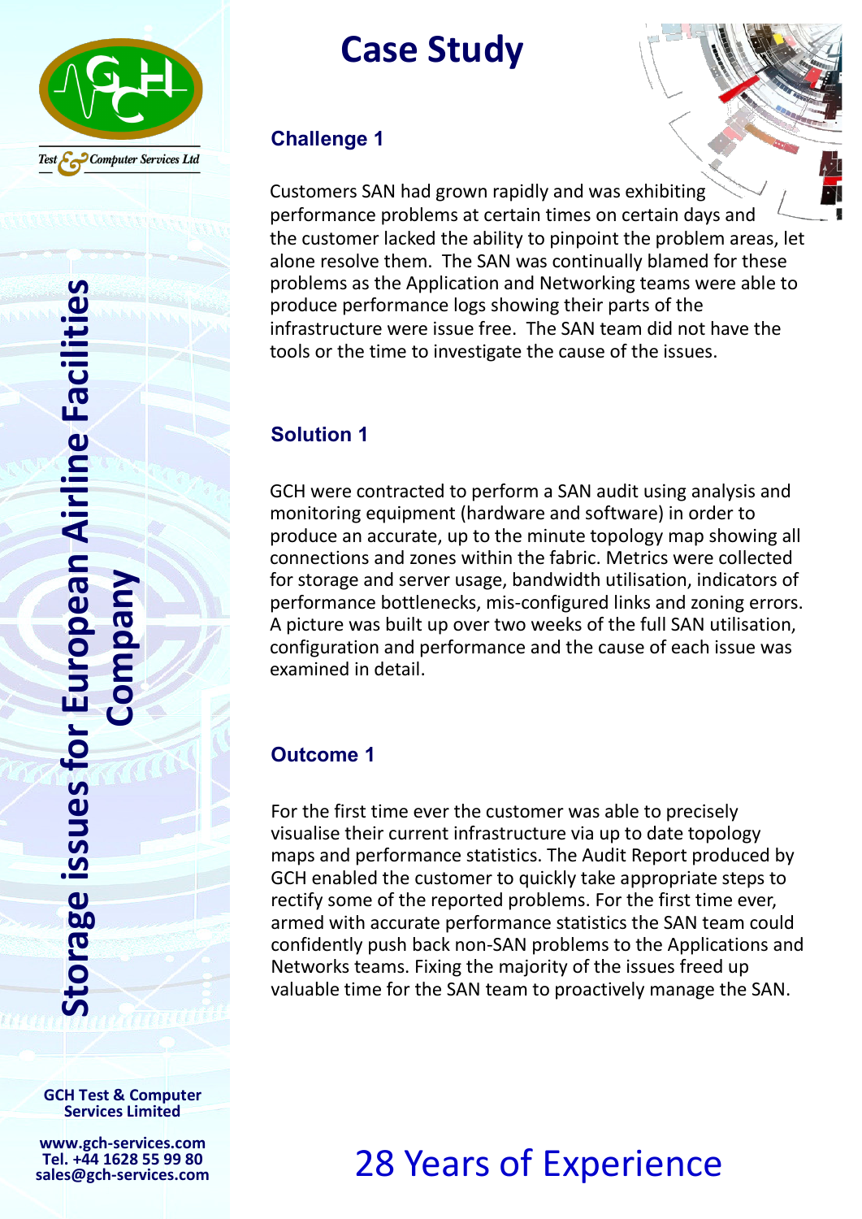# Case Study

## Storage issues for European Airline Facilities Company

### Challenge 1

Customers SAN had grown rapidly and was exhibiting performance problems at certain times on certain days and the customer lacked the ability to pinpoint the problem areas, let alone resolve them. The SAN was continually blamed for these problems as the Application and Networking teams were able to produce performance logs showing their parts of the infrastructure were issue free. The SAN team did not have the tools or the time to investigate the cause of the issues.

### Solution 1

GCH were contracted to perform a SAN audit using analysis and monitoring equipment (hardware and software) in order to produce an accurate, up to the minute topology map showing all connections and zones within the fabric. Metrics were collected for storage and server usage, bandwidth utilisation, indicators of performance bottlenecks, mis-configured links and zoning errors. A picture was built up over two weeks of the full SAN utilisation, configuration and performance and the cause of each issue was examined in detail.

### Outcome 1

For the first time ever the customer was able to precisely visualise their current infrastructure via up to date topology maps and performance statistics. The Audit Report produced by GCH enabled the customer to quickly take appropriate steps to rectify some of the reported problems. For the first time ever, armed with accurate performance statistics the SAN team could confidently push back non-SAN problems to the Applications and Networks teams. Fixing the majority of the issues freed up valuable time for the SAN team to proactively manage the SAN.

Test & Computer Services Ltd

**GCH Test & Computer Services Limited**

**www.gch-services.com**
**Tel. +44 1628 55 99 80**
**sales@gch-services.com**

28 Years of Experience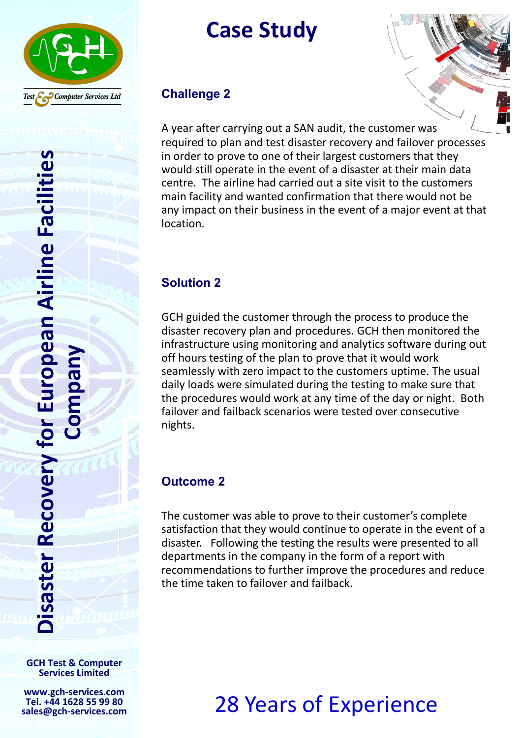# Case Study

## Disaster Recovery for European Airline Facilities Company

### Challenge 2

A year after carrying out a SAN audit, the customer was required to plan and test disaster recovery and failover processes in order to prove to one of their largest customers that they would still operate in the event of a disaster at their main data centre. The airline had carried out a site visit to the customers main facility and wanted confirmation that there would not be any impact on their business in the event of a major event at that location.

### Solution 2

GCH guided the customer through the process to produce the disaster recovery plan and procedures. GCH then monitored the infrastructure using monitoring and analytics software during out off hours testing of the plan to prove that it would work seamlessly with zero impact to the customers uptime. The usual daily loads were simulated during the testing to make sure that the procedures would work at any time of the day or night. Both failover and failback scenarios were tested over consecutive nights.

### Outcome 2

The customer was able to prove to their customer's complete satisfaction that they would continue to operate in the event of a disaster. Following the testing the results were presented to all departments in the company in the form of a report with recommendations to further improve the procedures and reduce the time taken to failover and failback.

Test & Computer Services Ltd

**GCH Test & Computer Services Limited**

**www.gch-services.com**
**Tel. +44 1628 55 99 80**
**sales@gch-services.com**

28 Years of Experience